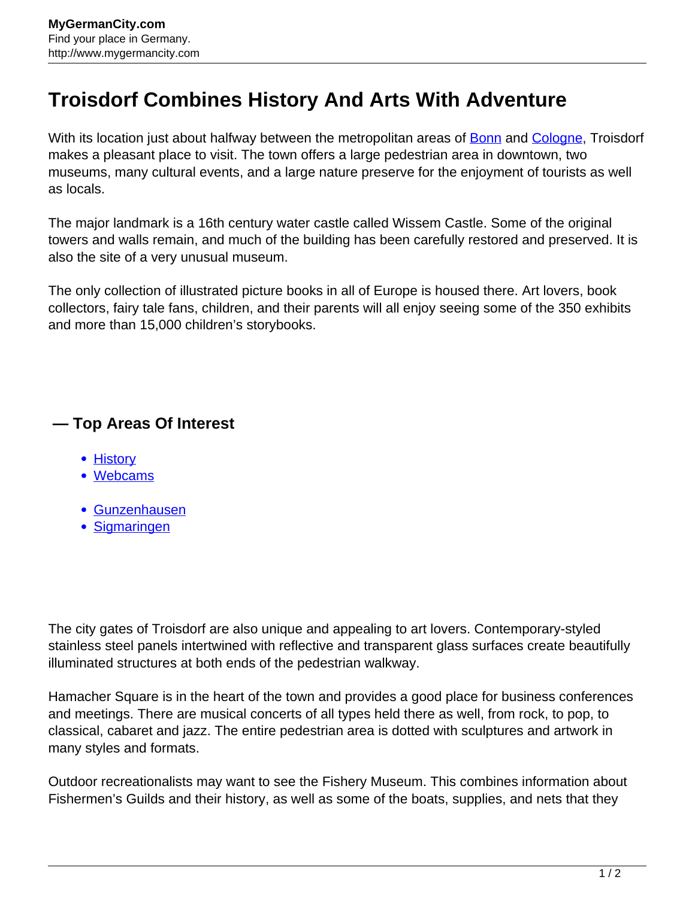# Troisdorf Combines History And Arts With Adventure

With its location just about halfway between the metropolitan areas of Bonn and Cologne, Troisdorf makes a pleasant place to visit. The town offers a large pedestrian area in downtown, two museums, many cultural events, and a large nature preserve for the enjoyment of tourists as well as locals.

The major landmark is a 16th century water castle called Wissem Castle. Some of the original towers and walls remain, and much of the building has been carefully restored and preserved. It is also the site of a very unusual museum.

The only collection of illustrated picture books in all of Europe is housed there. Art lovers, book collectors, fairy tale fans, children, and their parents will all enjoy seeing some of the 350 exhibits and more than 15,000 children's storybooks.

## — Top Areas Of Interest

- History
- Webcams

- Gunzenhausen
- Sigmaringen

The city gates of Troisdorf are also unique and appealing to art lovers. Contemporary-styled stainless steel panels intertwined with reflective and transparent glass surfaces create beautifully illuminated structures at both ends of the pedestrian walkway.

Hamacher Square is in the heart of the town and provides a good place for business conferences and meetings. There are musical concerts of all types held there as well, from rock, to pop, to classical, cabaret and jazz. The entire pedestrian area is dotted with sculptures and artwork in many styles and formats.

Outdoor recreationalists may want to see the Fishery Museum. This combines information about Fishermen's Guilds and their history, as well as some of the boats, supplies, and nets that they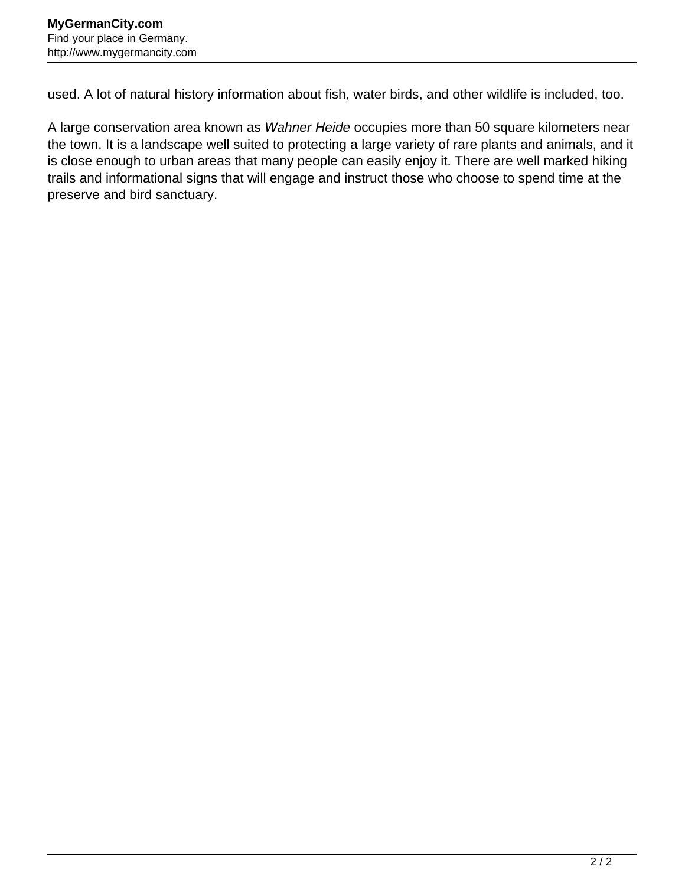used. A lot of natural history information about fish, water birds, and other wildlife is included, too.

A large conservation area known as *Wahner Heide* occupies more than 50 square kilometers near the town. It is a landscape well suited to protecting a large variety of rare plants and animals, and it is close enough to urban areas that many people can easily enjoy it. There are well marked hiking trails and informational signs that will engage and instruct those who choose to spend time at the preserve and bird sanctuary.